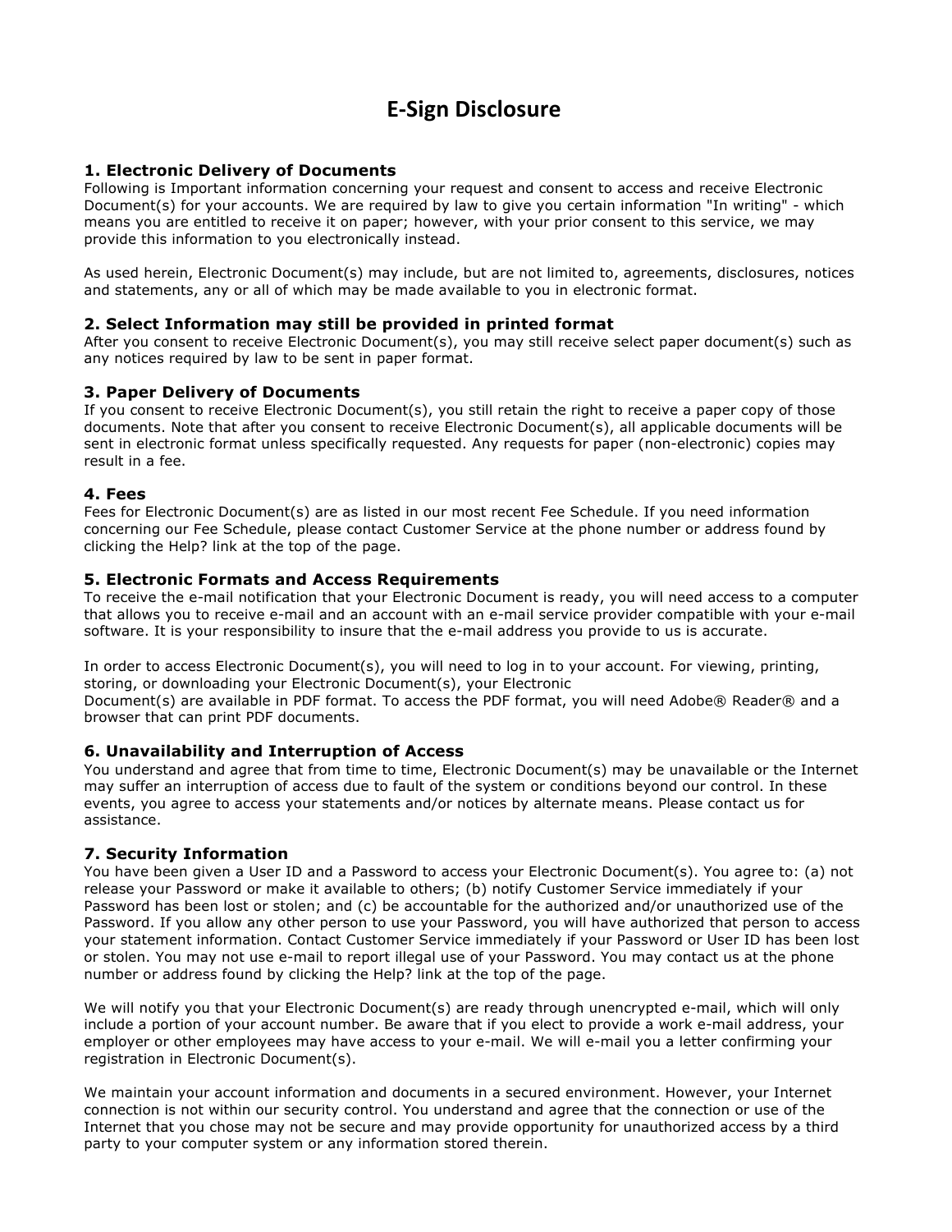# E-Sign Disclosure

## 1. Electronic Delivery of Documents

Following is Important information concerning your request and consent to access and receive Electronic Document(s) for your accounts. We are required by law to give you certain information "In writing" - which means you are entitled to receive it on paper; however, with your prior consent to this service, we may provide this information to you electronically instead.

As used herein, Electronic Document(s) may include, but are not limited to, agreements, disclosures, notices and statements, any or all of which may be made available to you in electronic format.

## 2. Select Information may still be provided in printed format

After you consent to receive Electronic Document(s), you may still receive select paper document(s) such as any notices required by law to be sent in paper format.

## 3. Paper Delivery of Documents

If you consent to receive Electronic Document(s), you still retain the right to receive a paper copy of those documents. Note that after you consent to receive Electronic Document(s), all applicable documents will be sent in electronic format unless specifically requested. Any requests for paper (non-electronic) copies may result in a fee.

## 4. Fees

Fees for Electronic Document(s) are as listed in our most recent Fee Schedule. If you need information concerning our Fee Schedule, please contact Customer Service at the phone number or address found by clicking the Help? link at the top of the page.

## 5. Electronic Formats and Access Requirements

To receive the e-mail notification that your Electronic Document is ready, you will need access to a computer that allows you to receive e-mail and an account with an e-mail service provider compatible with your e-mail software. It is your responsibility to insure that the e-mail address you provide to us is accurate.

In order to access Electronic Document(s), you will need to log in to your account. For viewing, printing, storing, or downloading your Electronic Document(s), your Electronic Document(s) are available in PDF format. To access the PDF format, you will need Adobe® Reader® and a browser that can print PDF documents.

## 6. Unavailability and Interruption of Access

You understand and agree that from time to time, Electronic Document(s) may be unavailable or the Internet may suffer an interruption of access due to fault of the system or conditions beyond our control. In these events, you agree to access your statements and/or notices by alternate means. Please contact us for assistance.

## 7. Security Information

You have been given a User ID and a Password to access your Electronic Document(s). You agree to: (a) not release your Password or make it available to others; (b) notify Customer Service immediately if your Password has been lost or stolen; and (c) be accountable for the authorized and/or unauthorized use of the Password. If you allow any other person to use your Password, you will have authorized that person to access your statement information. Contact Customer Service immediately if your Password or User ID has been lost or stolen. You may not use e-mail to report illegal use of your Password. You may contact us at the phone number or address found by clicking the Help? link at the top of the page.

We will notify you that your Electronic Document(s) are ready through unencrypted e-mail, which will only include a portion of your account number. Be aware that if you elect to provide a work e-mail address, your employer or other employees may have access to your e-mail. We will e-mail you a letter confirming your registration in Electronic Document(s).

We maintain your account information and documents in a secured environment. However, your Internet connection is not within our security control. You understand and agree that the connection or use of the Internet that you chose may not be secure and may provide opportunity for unauthorized access by a third party to your computer system or any information stored therein.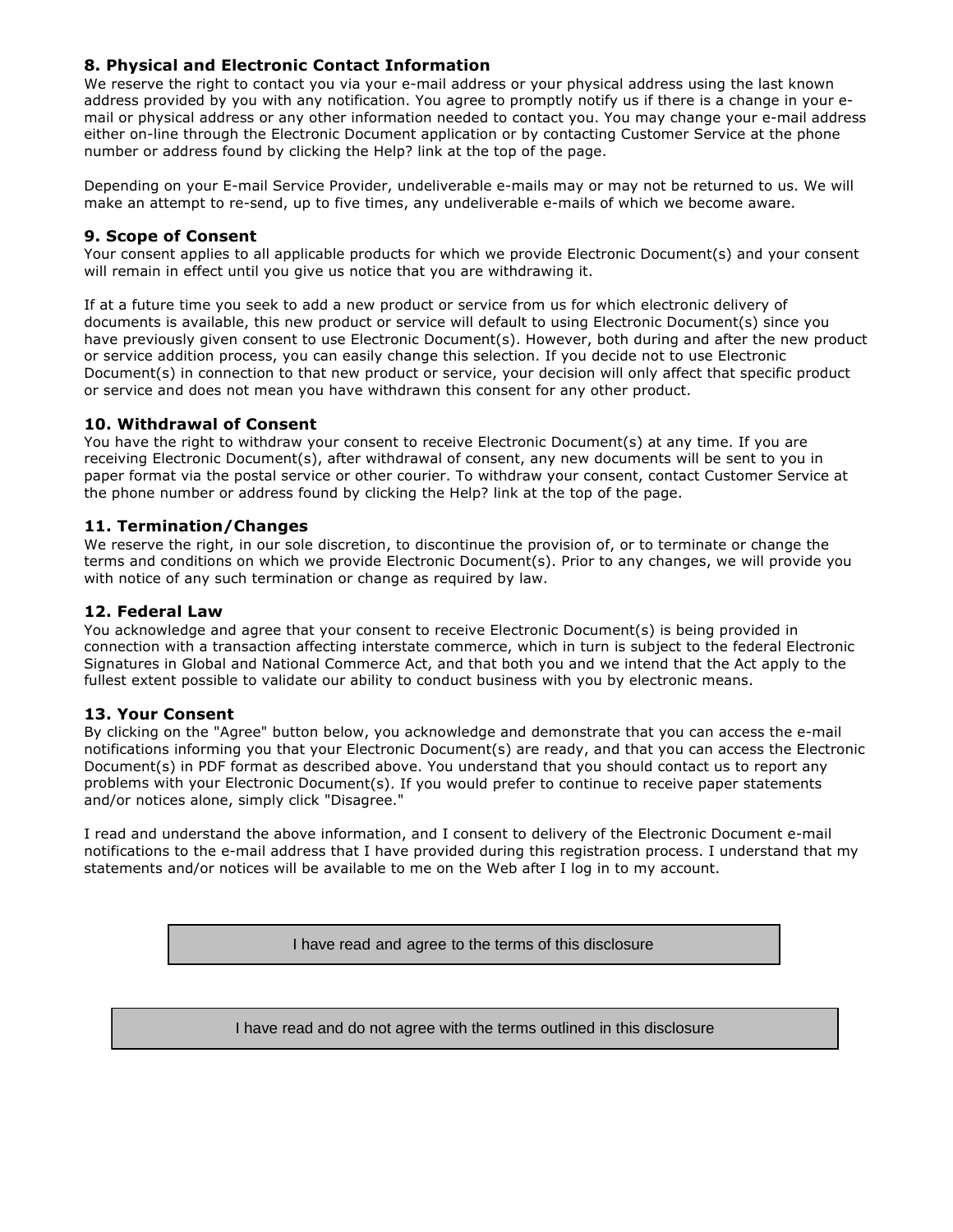### 8. Physical and Electronic Contact Information

We reserve the right to contact you via your e-mail address or your physical address using the last known address provided by you with any notification. You agree to promptly notify us if there is a change in your e-mail or physical address or any other information needed to contact you. You may change your e-mail address either on-line through the Electronic Document application or by contacting Customer Service at the phone number or address found by clicking the Help? link at the top of the page.

Depending on your E-mail Service Provider, undeliverable e-mails may or may not be returned to us. We will make an attempt to re-send, up to five times, any undeliverable e-mails of which we become aware.

### 9. Scope of Consent

Your consent applies to all applicable products for which we provide Electronic Document(s) and your consent will remain in effect until you give us notice that you are withdrawing it.

If at a future time you seek to add a new product or service from us for which electronic delivery of documents is available, this new product or service will default to using Electronic Document(s) since you have previously given consent to use Electronic Document(s). However, both during and after the new product or service addition process, you can easily change this selection. If you decide not to use Electronic Document(s) in connection to that new product or service, your decision will only affect that specific product or service and does not mean you have withdrawn this consent for any other product.

### 10. Withdrawal of Consent

You have the right to withdraw your consent to receive Electronic Document(s) at any time. If you are receiving Electronic Document(s), after withdrawal of consent, any new documents will be sent to you in paper format via the postal service or other courier. To withdraw your consent, contact Customer Service at the phone number or address found by clicking the Help? link at the top of the page.

### 11. Termination/Changes

We reserve the right, in our sole discretion, to discontinue the provision of, or to terminate or change the terms and conditions on which we provide Electronic Document(s). Prior to any changes, we will provide you with notice of any such termination or change as required by law.

### 12. Federal Law

You acknowledge and agree that your consent to receive Electronic Document(s) is being provided in connection with a transaction affecting interstate commerce, which in turn is subject to the federal Electronic Signatures in Global and National Commerce Act, and that both you and we intend that the Act apply to the fullest extent possible to validate our ability to conduct business with you by electronic means.

### 13. Your Consent

By clicking on the "Agree" button below, you acknowledge and demonstrate that you can access the e-mail notifications informing you that your Electronic Document(s) are ready, and that you can access the Electronic Document(s) in PDF format as described above. You understand that you should contact us to report any problems with your Electronic Document(s). If you would prefer to continue to receive paper statements and/or notices alone, simply click "Disagree."

I read and understand the above information, and I consent to delivery of the Electronic Document e-mail notifications to the e-mail address that I have provided during this registration process. I understand that my statements and/or notices will be available to me on the Web after I log in to my account.

I have read and agree to the terms of this disclosure

I have read and do not agree with the terms outlined in this disclosure